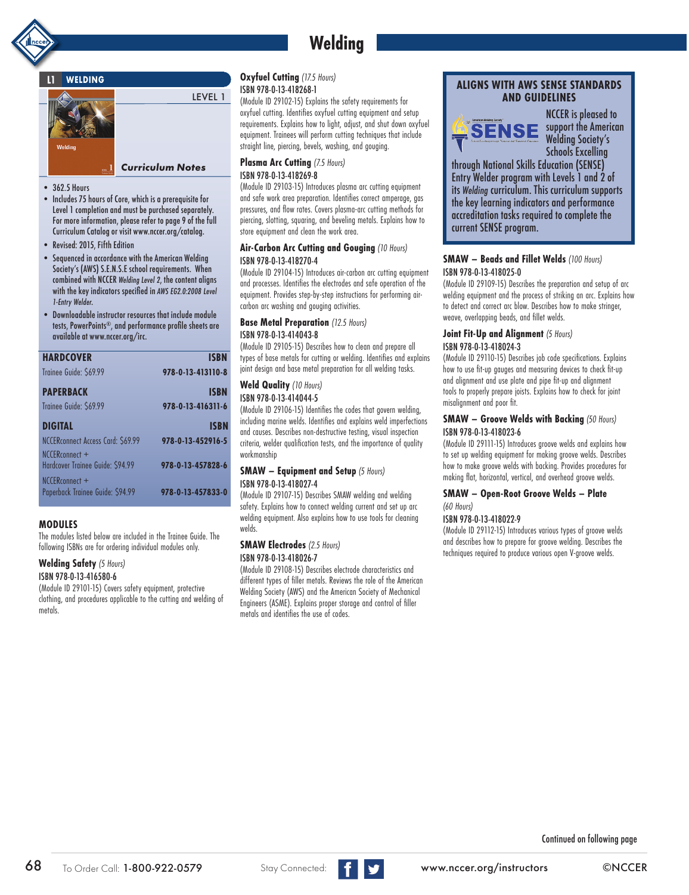# Welding

## L1 WELDING

LEVEL 1

***Curriculum Notes***

- 362.5 Hours
- Includes 75 hours of Core, which is a prerequisite for Level 1 completion and must be purchased separately. For more information, please refer to page 9 of the full Curriculum Catalog or visit www.nccer.org/catalog.
- Revised: 2015, Fifth Edition
- Sequenced in accordance with the American Welding Society's (AWS) S.E.N.S.E school requirements. When combined with NCCER *Welding Level 2*, the content aligns with the key indicators specified in *AWS EG2.0:2008 Level 1-Entry Welder.*
- Downloadable instructor resources that include module tests, PowerPoints®, and performance profile sheets are available at www.nccer.org/irc.

| HARDCOVER | ISBN |
|---|---|
| Trainee Guide: $69.99 | 978-0-13-413110-8 |
| **PAPERBACK** | **ISBN** |
| Trainee Guide: $69.99 | 978-0-13-416311-6 |
| **DIGITAL** | **ISBN** |
| NCCERconnect Access Card: $69.99 | 978-0-13-452916-5 |
| NCCERconnect + Hardcover Trainee Guide: $94.99 | 978-0-13-457828-6 |
| NCCERconnect + Paperback Trainee Guide: $94.99 | 978-0-13-457833-0 |

### MODULES

The modules listed below are included in the Trainee Guide. The following ISBNs are for ordering individual modules only.

**Welding Safety** *(5 Hours)*
ISBN 978-0-13-416580-6
(Module ID 29101-15) Covers safety equipment, protective clothing, and procedures applicable to the cutting and welding of metals.

**Oxyfuel Cutting** *(17.5 Hours)*
ISBN 978-0-13-418268-1
(Module ID 29102-15) Explains the safety requirements for oxyfuel cutting. Identifies oxyfuel cutting equipment and setup requirements. Explains how to light, adjust, and shut down oxyfuel equipment. Trainees will perform cutting techniques that include straight line, piercing, bevels, washing, and gouging.

**Plasma Arc Cutting** *(7.5 Hours)*
ISBN 978-0-13-418269-8
(Module ID 29103-15) Introduces plasma arc cutting equipment and safe work area preparation. Identifies correct amperage, gas pressures, and flow rates. Covers plasma-arc cutting methods for piercing, slotting, squaring, and beveling metals. Explains how to store equipment and clean the work area.

**Air-Carbon Arc Cutting and Gouging** *(10 Hours)*
ISBN 978-0-13-418270-4
(Module ID 29104-15) Introduces air-carbon arc cutting equipment and processes. Identifies the electrodes and safe operation of the equipment. Provides step-by-step instructions for performing air-carbon arc washing and gouging activities.

**Base Metal Preparation** *(12.5 Hours)*
ISBN 978-0-13-414043-8
(Module ID 29105-15) Describes how to clean and prepare all types of base metals for cutting or welding. Identifies and explains joint design and base metal preparation for all welding tasks.

**Weld Quality** *(10 Hours)*
ISBN 978-0-13-414044-5
(Module ID 29106-15) Identifies the codes that govern welding, including marine welds. Identifies and explains weld imperfections and causes. Describes non-destructive testing, visual inspection criteria, welder qualification tests, and the importance of quality workmanship

**SMAW – Equipment and Setup** *(5 Hours)*
ISBN 978-0-13-418027-4
(Module ID 29107-15) Describes SMAW welding and welding safety. Explains how to connect welding current and set up arc welding equipment. Also explains how to use tools for cleaning welds.

**SMAW Electrodes** *(2.5 Hours)*
ISBN 978-0-13-418026-7
(Module ID 29108-15) Describes electrode characteristics and different types of filler metals. Reviews the role of the American Welding Society (AWS) and the American Society of Mechanical Engineers (ASME). Explains proper storage and control of filler metals and identifies the use of codes.

**ALIGNS WITH AWS SENSE STANDARDS AND GUIDELINES**

NCCER is pleased to support the American Welding Society's Schools Excelling through National Skills Education (SENSE) Entry Welder program with Levels 1 and 2 of its *Welding* curriculum. This curriculum supports the key learning indicators and performance accreditation tasks required to complete the current SENSE program.

**SMAW – Beads and Fillet Welds** *(100 Hours)*
ISBN 978-0-13-418025-0
(Module ID 29109-15) Describes the preparation and setup of arc welding equipment and the process of striking an arc. Explains how to detect and correct arc blow. Describes how to make stringer, weave, overlapping beads, and fillet welds.

**Joint Fit-Up and Alignment** *(5 Hours)*
ISBN 978-0-13-418024-3
(Module ID 29110-15) Describes job code specifications. Explains how to use fit-up gauges and measuring devices to check fit-up and alignment and use plate and pipe fit-up and alignment tools to properly prepare joists. Explains how to check for joint misalignment and poor fit.

**SMAW – Groove Welds with Backing** *(50 Hours)*
ISBN 978-0-13-418023-6
(Module ID 29111-15) Introduces groove welds and explains how to set up welding equipment for making groove welds. Describes how to make groove welds with backing. Provides procedures for making flat, horizontal, vertical, and overhead groove welds.

**SMAW – Open-Root Groove Welds – Plate** *(60 Hours)*
ISBN 978-0-13-418022-9
(Module ID 29112-15) Introduces various types of groove welds and describes how to prepare for groove welding. Describes the techniques required to produce various open V-groove welds.

Continued on following page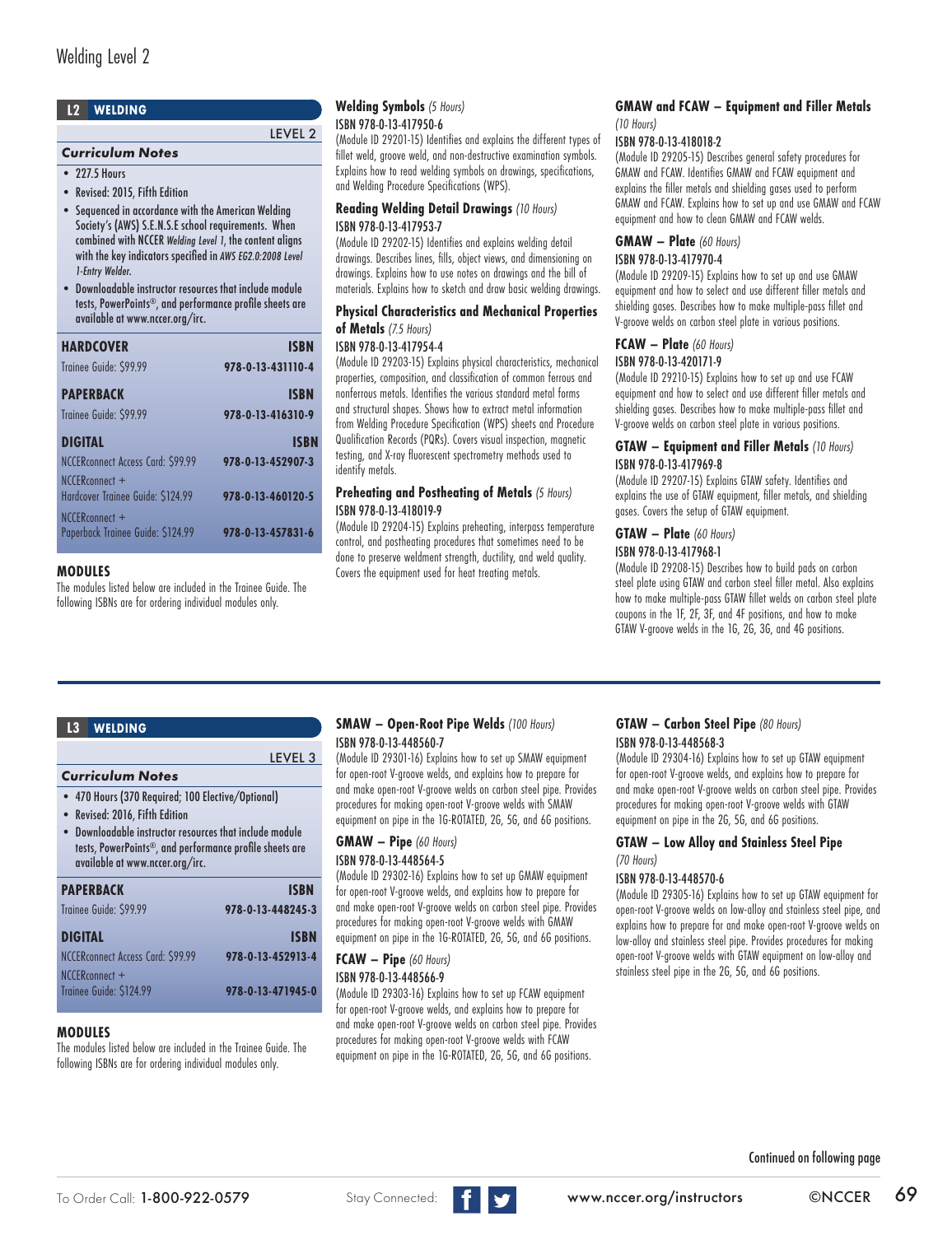## L2 WELDING

LEVEL 2

### *Curriculum Notes*

- 227.5 Hours
- Revised: 2015, Fifth Edition
- Sequenced in accordance with the American Welding Society's (AWS) S.E.N.S.E school requirements. When combined with NCCER *Welding Level 1*, the content aligns with the key indicators specified in *AWS EG2.0:2008 Level 1-Entry Welder*.
- Downloadable instructor resources that include module tests, PowerPoints®, and performance profile sheets are available at www.nccer.org/irc.

| HARDCOVER | ISBN |
|---|---|
| Trainee Guide: $99.99 | 978-0-13-431110-4 |
| **PAPERBACK** | **ISBN** |
| Trainee Guide: $99.99 | 978-0-13-416310-9 |
| **DIGITAL** | **ISBN** |
| NCCERconnect Access Card: $99.99 | 978-0-13-452907-3 |
| NCCERconnect + Hardcover Trainee Guide: $124.99 | 978-0-13-460120-5 |
| NCCERconnect + Paperback Trainee Guide: $124.99 | 978-0-13-457831-6 |

### MODULES

The modules listed below are included in the Trainee Guide. The following ISBNs are for ordering individual modules only.

**Welding Symbols** *(5 Hours)*
ISBN 978-0-13-417950-6
(Module ID 29201-15) Identifies and explains the different types of fillet weld, groove weld, and non-destructive examination symbols. Explains how to read welding symbols on drawings, specifications, and Welding Procedure Specifications (WPS).

**Reading Welding Detail Drawings** *(10 Hours)*
ISBN 978-0-13-417953-7
(Module ID 29202-15) Identifies and explains welding detail drawings. Describes lines, fills, object views, and dimensioning on drawings. Explains how to use notes on drawings and the bill of materials. Explains how to sketch and draw basic welding drawings.

**Physical Characteristics and Mechanical Properties of Metals** *(7.5 Hours)*
ISBN 978-0-13-417954-4
(Module ID 29203-15) Explains physical characteristics, mechanical properties, composition, and classification of common ferrous and nonferrous metals. Identifies the various standard metal forms and structural shapes. Shows how to extract metal information from Welding Procedure Specification (WPS) sheets and Procedure Qualification Records (PQRs). Covers visual inspection, magnetic testing, and X-ray fluorescent spectrometry methods used to identify metals.

**Preheating and Postheating of Metals** *(5 Hours)*
ISBN 978-0-13-418019-9
(Module ID 29204-15) Explains preheating, interpass temperature control, and postheating procedures that sometimes need to be done to preserve weldment strength, ductility, and weld quality. Covers the equipment used for heat treating metals.

**GMAW and FCAW – Equipment and Filler Metals** *(10 Hours)*
ISBN 978-0-13-418018-2
(Module ID 29205-15) Describes general safety procedures for GMAW and FCAW. Identifies GMAW and FCAW equipment and explains the filler metals and shielding gases used to perform GMAW and FCAW. Explains how to set up and use GMAW and FCAW equipment and how to clean GMAW and FCAW welds.

**GMAW – Plate** *(60 Hours)*
ISBN 978-0-13-417970-4
(Module ID 29209-15) Explains how to set up and use GMAW equipment and how to select and use different filler metals and shielding gases. Describes how to make multiple-pass fillet and V-groove welds on carbon steel plate in various positions.

**FCAW – Plate** *(60 Hours)*
ISBN 978-0-13-420171-9
(Module ID 29210-15) Explains how to set up and use FCAW equipment and how to select and use different filler metals and shielding gases. Describes how to make multiple-pass fillet and V-groove welds on carbon steel plate in various positions.

**GTAW – Equipment and Filler Metals** *(10 Hours)*
ISBN 978-0-13-417969-8
(Module ID 29207-15) Explains GTAW safety. Identifies and explains the use of GTAW equipment, filler metals, and shielding gases. Covers the setup of GTAW equipment.

**GTAW – Plate** *(60 Hours)*
ISBN 978-0-13-417968-1
(Module ID 29208-15) Describes how to build pads on carbon steel plate using GTAW and carbon steel filler metal. Also explains how to make multiple-pass GTAW fillet welds on carbon steel plate coupons in the 1F, 2F, 3F, and 4F positions, and how to make GTAW V-groove welds in the 1G, 2G, 3G, and 4G positions.

## L3 WELDING

LEVEL 3

### *Curriculum Notes*

- 470 Hours (370 Required; 100 Elective/Optional)
- Revised: 2016, Fifth Edition
- Downloadable instructor resources that include module tests, PowerPoints®, and performance profile sheets are available at www.nccer.org/irc.

| PAPERBACK | ISBN |
|---|---|
| Trainee Guide: $99.99 | 978-0-13-448245-3 |
| **DIGITAL** | **ISBN** |
| NCCERconnect Access Card: $99.99 | 978-0-13-452913-4 |
| NCCERconnect + Trainee Guide: $124.99 | 978-0-13-471945-0 |

### MODULES

The modules listed below are included in the Trainee Guide. The following ISBNs are for ordering individual modules only.

**SMAW – Open-Root Pipe Welds** *(100 Hours)*
ISBN 978-0-13-448560-7
(Module ID 29301-16) Explains how to set up SMAW equipment for open-root V-groove welds, and explains how to prepare for and make open-root V-groove welds on carbon steel pipe. Provides procedures for making open-root V-groove welds with SMAW equipment on pipe in the 1G-ROTATED, 2G, 5G, and 6G positions.

**GMAW – Pipe** *(60 Hours)*
ISBN 978-0-13-448564-5
(Module ID 29302-16) Explains how to set up GMAW equipment for open-root V-groove welds, and explains how to prepare for and make open-root V-groove welds on carbon steel pipe. Provides procedures for making open-root V-groove welds with GMAW equipment on pipe in the 1G-ROTATED, 2G, 5G, and 6G positions.

**FCAW – Pipe** *(60 Hours)*
ISBN 978-0-13-448566-9
(Module ID 29303-16) Explains how to set up FCAW equipment for open-root V-groove welds, and explains how to prepare for and make open-root V-groove welds on carbon steel pipe. Provides procedures for making open-root V-groove welds with FCAW equipment on pipe in the 1G-ROTATED, 2G, 5G, and 6G positions.

**GTAW – Carbon Steel Pipe** *(80 Hours)*
ISBN 978-0-13-448568-3
(Module ID 29304-16) Explains how to set up GTAW equipment for open-root V-groove welds, and explains how to prepare for and make open-root V-groove welds on carbon steel pipe. Provides procedures for making open-root V-groove welds with GTAW equipment on pipe in the 2G, 5G, and 6G positions.

**GTAW – Low Alloy and Stainless Steel Pipe** *(70 Hours)*
ISBN 978-0-13-448570-6
(Module ID 29305-16) Explains how to set up GTAW equipment for open-root V-groove welds on low-alloy and stainless steel pipe, and explains how to prepare for and make open-root V-groove welds on low-alloy and stainless steel pipe. Provides procedures for making open-root V-groove welds with GTAW equipment on low-alloy and stainless steel pipe in the 2G, 5G, and 6G positions.

Continued on following page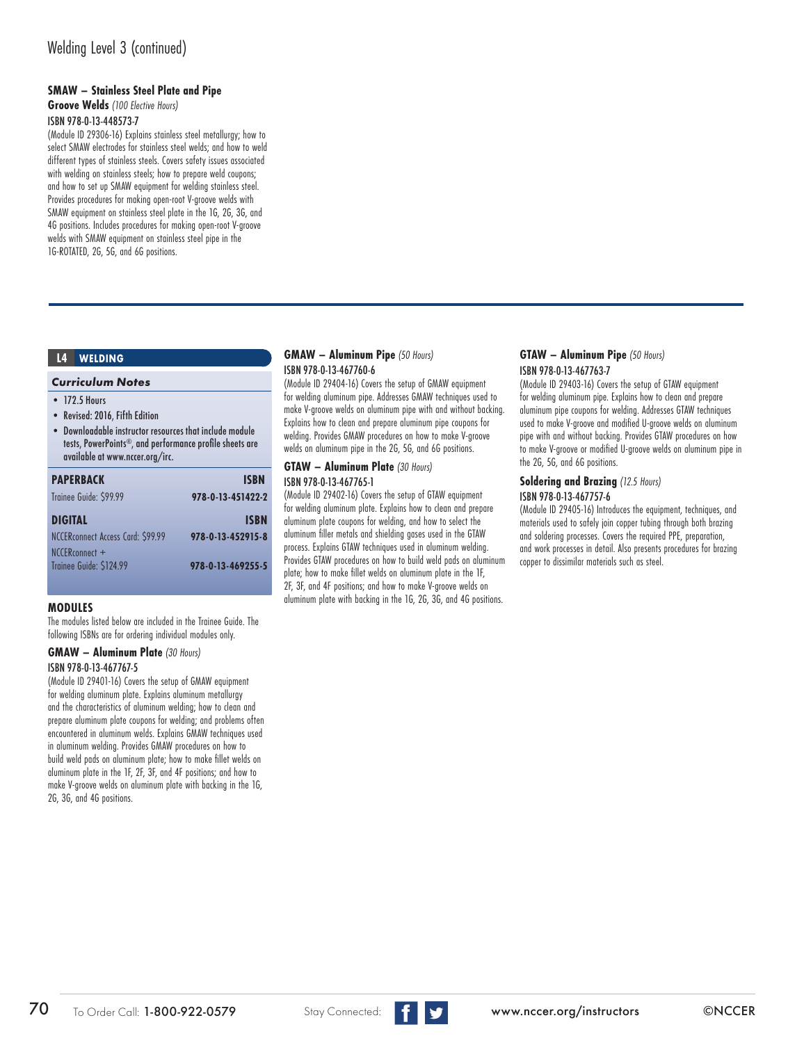# Welding Level 3 (continued)

**SMAW – Stainless Steel Plate and Pipe Groove Welds** *(100 Elective Hours)*
ISBN 978-0-13-448573-7
(Module ID 29306-16) Explains stainless steel metallurgy; how to select SMAW electrodes for stainless steel welds; and how to weld different types of stainless steels. Covers safety issues associated with welding on stainless steels; how to prepare weld coupons; and how to set up SMAW equipment for welding stainless steel. Provides procedures for making open-root V-groove welds with SMAW equipment on stainless steel plate in the 1G, 2G, 3G, and 4G positions. Includes procedures for making open-root V-groove welds with SMAW equipment on stainless steel pipe in the 1G-ROTATED, 2G, 5G, and 6G positions.

## L4 WELDING

### Curriculum Notes

- 172.5 Hours
- Revised: 2016, Fifth Edition
- Downloadable instructor resources that include module tests, PowerPoints®, and performance profile sheets are available at www.nccer.org/irc.

| PAPERBACK | ISBN |
|---|---|
| Trainee Guide: $99.99 | 978-0-13-451422-2 |

| DIGITAL | ISBN |
|---|---|
| NCCERconnect Access Card: $99.99 | 978-0-13-452915-8 |
| NCCERconnect + Trainee Guide: $124.99 | 978-0-13-469255-5 |

### MODULES

The modules listed below are included in the Trainee Guide. The following ISBNs are for ordering individual modules only.

**GMAW – Aluminum Plate** *(30 Hours)*
ISBN 978-0-13-467767-5
(Module ID 29401-16) Covers the setup of GMAW equipment for welding aluminum plate. Explains aluminum metallurgy and the characteristics of aluminum welding; how to clean and prepare aluminum plate coupons for welding; and problems often encountered in aluminum welds. Explains GMAW techniques used in aluminum welding. Provides GMAW procedures on how to build weld pads on aluminum plate; how to make fillet welds on aluminum plate in the 1F, 2F, 3F, and 4F positions; and how to make V-groove welds on aluminum plate with backing in the 1G, 2G, 3G, and 4G positions.

**GMAW – Aluminum Pipe** *(50 Hours)*
ISBN 978-0-13-467760-6
(Module ID 29404-16) Covers the setup of GMAW equipment for welding aluminum pipe. Addresses GMAW techniques used to make V-groove welds on aluminum pipe with and without backing. Explains how to clean and prepare aluminum pipe coupons for welding. Provides GMAW procedures on how to make V-groove welds on aluminum pipe in the 2G, 5G, and 6G positions.

**GTAW – Aluminum Plate** *(30 Hours)*
ISBN 978-0-13-467765-1
(Module ID 29402-16) Covers the setup of GTAW equipment for welding aluminum plate. Explains how to clean and prepare aluminum plate coupons for welding, and how to select the aluminum filler metals and shielding gases used in the GTAW process. Explains GTAW techniques used in aluminum welding. Provides GTAW procedures on how to build weld pads on aluminum plate; how to make fillet welds on aluminum plate in the 1F, 2F, 3F, and 4F positions; and how to make V-groove welds on aluminum plate with backing in the 1G, 2G, 3G, and 4G positions.

**GTAW – Aluminum Pipe** *(50 Hours)*
ISBN 978-0-13-467763-7
(Module ID 29403-16) Covers the setup of GTAW equipment for welding aluminum pipe. Explains how to clean and prepare aluminum pipe coupons for welding. Addresses GTAW techniques used to make V-groove and modified U-groove welds on aluminum pipe with and without backing. Provides GTAW procedures on how to make V-groove or modified U-groove welds on aluminum pipe in the 2G, 5G, and 6G positions.

**Soldering and Brazing** *(12.5 Hours)*
ISBN 978-0-13-467757-6
(Module ID 29405-16) Introduces the equipment, techniques, and materials used to safely join copper tubing through both brazing and soldering processes. Covers the required PPE, preparation, and work processes in detail. Also presents procedures for brazing copper to dissimilar materials such as steel.